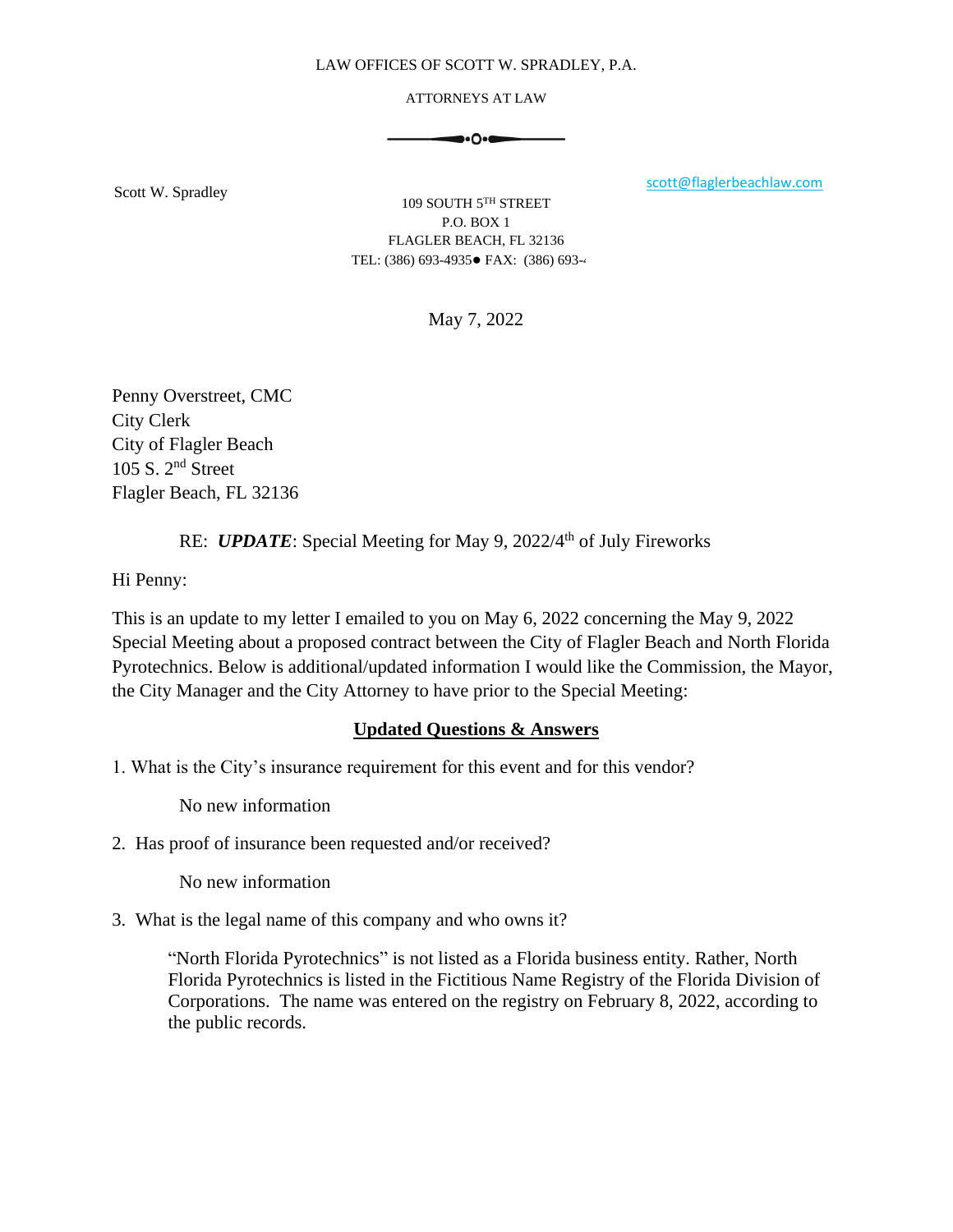LAW OFFICES OF SCOTT W. SPRADLEY, P.A.

ATTORNEYS AT LAW

Scott W. Spradley

scott@flaglerbeachlaw.com

109 SOUTH 5TH STREET
P.O. BOX 1
FLAGLER BEACH, FL 32136
TEL: (386) 693-4935● FAX: (386) 693-4

May 7, 2022

Penny Overstreet, CMC
City Clerk
City of Flagler Beach
105 S. 2nd Street
Flagler Beach, FL 32136

RE: ***UPDATE***: Special Meeting for May 9, 2022/4th of July Fireworks

Hi Penny:

This is an update to my letter I emailed to you on May 6, 2022 concerning the May 9, 2022 Special Meeting about a proposed contract between the City of Flagler Beach and North Florida Pyrotechnics. Below is additional/updated information I would like the Commission, the Mayor, the City Manager and the City Attorney to have prior to the Special Meeting:

**Updated Questions & Answers**

1. What is the City's insurance requirement for this event and for this vendor?

   No new information

2. Has proof of insurance been requested and/or received?

   No new information

3. What is the legal name of this company and who owns it?

   "North Florida Pyrotechnics" is not listed as a Florida business entity. Rather, North Florida Pyrotechnics is listed in the Fictitious Name Registry of the Florida Division of Corporations. The name was entered on the registry on February 8, 2022, according to the public records.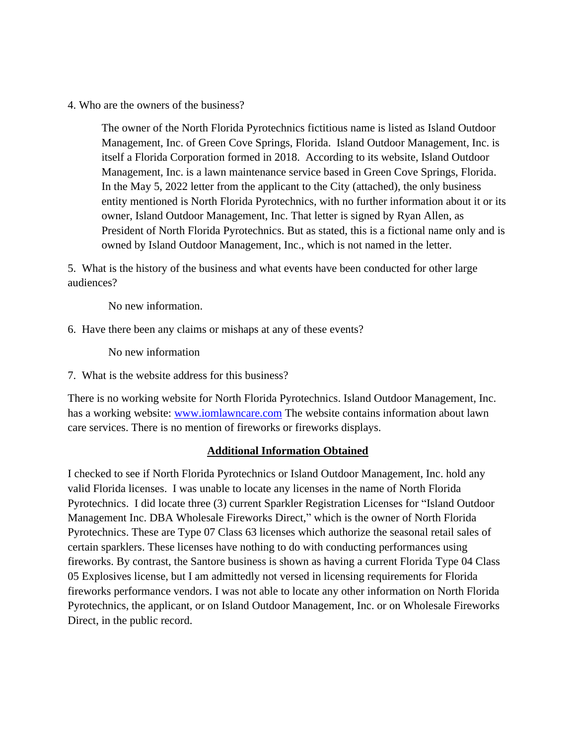4. Who are the owners of the business?

> The owner of the North Florida Pyrotechnics fictitious name is listed as Island Outdoor Management, Inc. of Green Cove Springs, Florida. Island Outdoor Management, Inc. is itself a Florida Corporation formed in 2018. According to its website, Island Outdoor Management, Inc. is a lawn maintenance service based in Green Cove Springs, Florida. In the May 5, 2022 letter from the applicant to the City (attached), the only business entity mentioned is North Florida Pyrotechnics, with no further information about it or its owner, Island Outdoor Management, Inc. That letter is signed by Ryan Allen, as President of North Florida Pyrotechnics. But as stated, this is a fictional name only and is owned by Island Outdoor Management, Inc., which is not named in the letter.

5. What is the history of the business and what events have been conducted for other large audiences?

> No new information.

6. Have there been any claims or mishaps at any of these events?

> No new information

7. What is the website address for this business?

There is no working website for North Florida Pyrotechnics. Island Outdoor Management, Inc. has a working website: [www.iomlawncare.com](http://www.iomlawncare.com) The website contains information about lawn care services. There is no mention of fireworks or fireworks displays.

## Additional Information Obtained

I checked to see if North Florida Pyrotechnics or Island Outdoor Management, Inc. hold any valid Florida licenses. I was unable to locate any licenses in the name of North Florida Pyrotechnics. I did locate three (3) current Sparkler Registration Licenses for "Island Outdoor Management Inc. DBA Wholesale Fireworks Direct," which is the owner of North Florida Pyrotechnics. These are Type 07 Class 63 licenses which authorize the seasonal retail sales of certain sparklers. These licenses have nothing to do with conducting performances using fireworks. By contrast, the Santore business is shown as having a current Florida Type 04 Class 05 Explosives license, but I am admittedly not versed in licensing requirements for Florida fireworks performance vendors. I was not able to locate any other information on North Florida Pyrotechnics, the applicant, or on Island Outdoor Management, Inc. or on Wholesale Fireworks Direct, in the public record.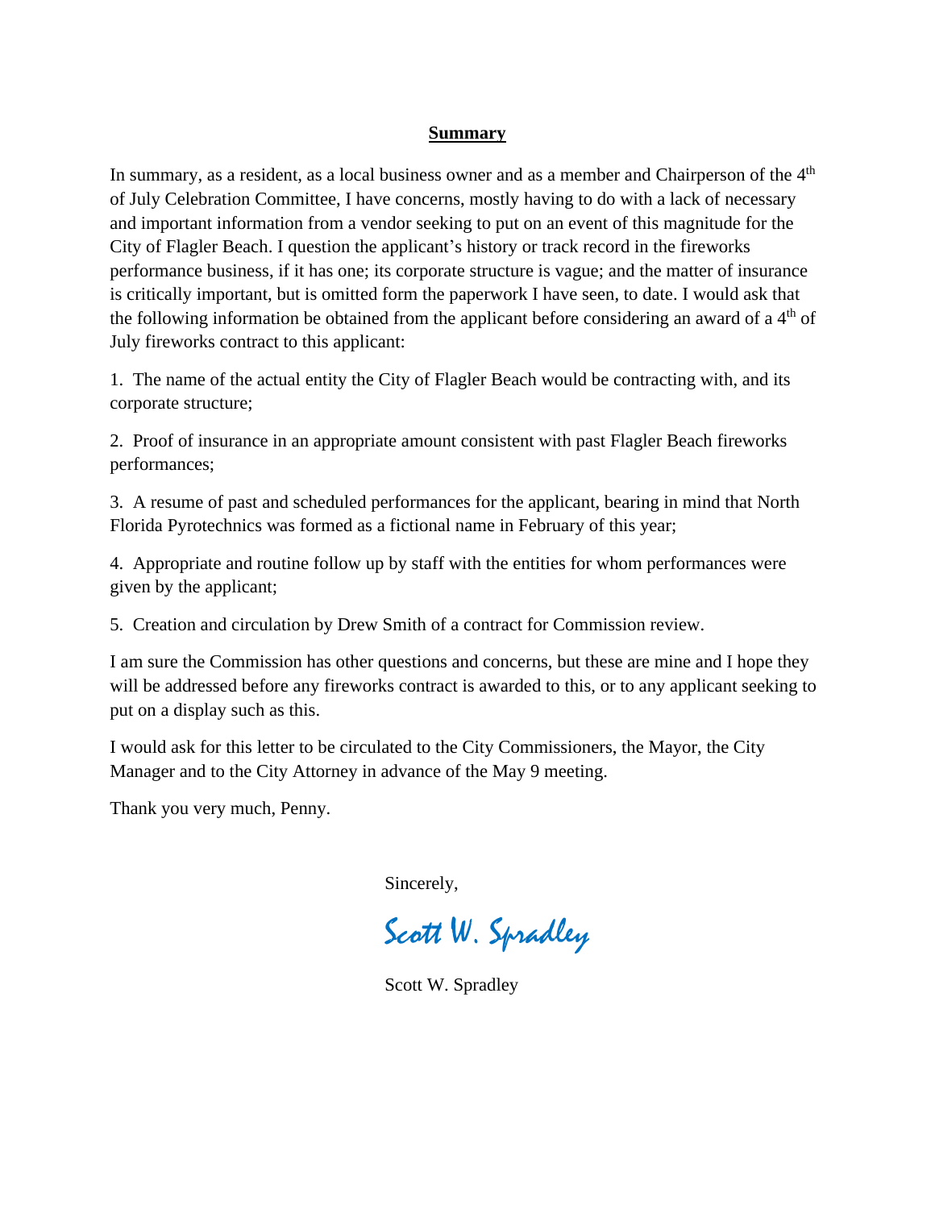## Summary

In summary, as a resident, as a local business owner and as a member and Chairperson of the 4th of July Celebration Committee, I have concerns, mostly having to do with a lack of necessary and important information from a vendor seeking to put on an event of this magnitude for the City of Flagler Beach. I question the applicant's history or track record in the fireworks performance business, if it has one; its corporate structure is vague; and the matter of insurance is critically important, but is omitted form the paperwork I have seen, to date. I would ask that the following information be obtained from the applicant before considering an award of a 4th of July fireworks contract to this applicant:

1. The name of the actual entity the City of Flagler Beach would be contracting with, and its corporate structure;

2. Proof of insurance in an appropriate amount consistent with past Flagler Beach fireworks performances;

3. A resume of past and scheduled performances for the applicant, bearing in mind that North Florida Pyrotechnics was formed as a fictional name in February of this year;

4. Appropriate and routine follow up by staff with the entities for whom performances were given by the applicant;

5. Creation and circulation by Drew Smith of a contract for Commission review.

I am sure the Commission has other questions and concerns, but these are mine and I hope they will be addressed before any fireworks contract is awarded to this, or to any applicant seeking to put on a display such as this.

I would ask for this letter to be circulated to the City Commissioners, the Mayor, the City Manager and to the City Attorney in advance of the May 9 meeting.

Thank you very much, Penny.

Sincerely,

*Scott W. Spradley*

Scott W. Spradley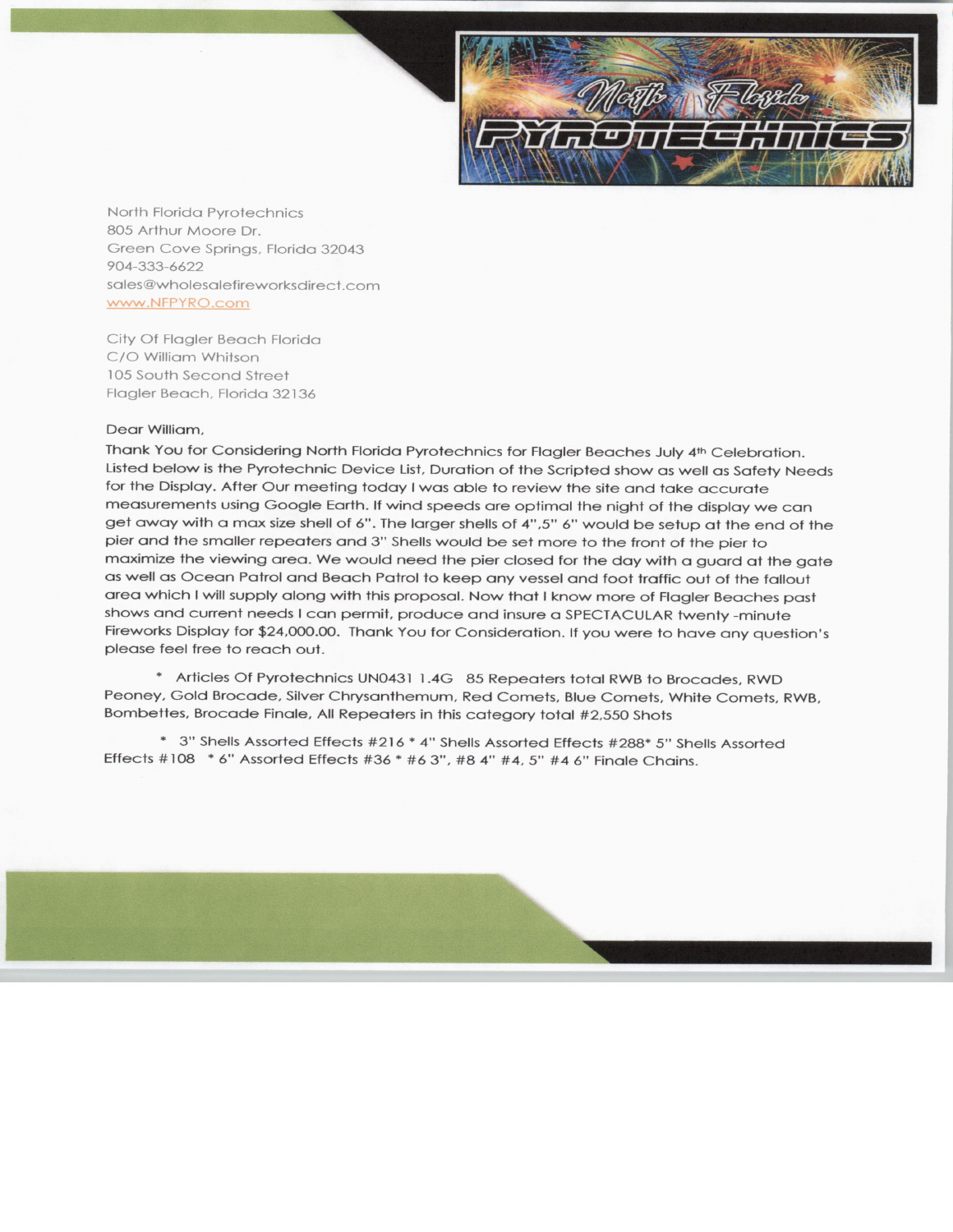North Florida Pyrotechnics
805 Arthur Moore Dr.
Green Cove Springs, Florida 32043
904-333-6622
sales@wholesalefireworksdirect.com
www.NFPYRO.com

City Of Flagler Beach Florida
C/O William Whitson
105 South Second Street
Flagler Beach, Florida 32136

Dear William,

Thank You for Considering North Florida Pyrotechnics for Flagler Beaches July 4th Celebration. Listed below is the Pyrotechnic Device List, Duration of the Scripted show as well as Safety Needs for the Display. After Our meeting today I was able to review the site and take accurate measurements using Google Earth. If wind speeds are optimal the night of the display we can get away with a max size shell of 6". The larger shells of 4",5" 6" would be setup at the end of the pier and the smaller repeaters and 3" Shells would be set more to the front of the pier to maximize the viewing area. We would need the pier closed for the day with a guard at the gate as well as Ocean Patrol and Beach Patrol to keep any vessel and foot traffic out of the fallout area which I will supply along with this proposal. Now that I know more of Flagler Beaches past shows and current needs I can permit, produce and insure a SPECTACULAR twenty -minute Fireworks Display for $24,000.00. Thank You for Consideration. If you were to have any question's please feel free to reach out.

* Articles Of Pyrotechnics UN0431 1.4G 85 Repeaters total RWB to Brocades, RWD Peony, Gold Brocade, Silver Chrysanthemum, Red Comets, Blue Comets, White Comets, RWB, Bombettes, Brocade Finale, All Repeaters in this category total #2,550 Shots

* 3" Shells Assorted Effects #216 * 4" Shells Assorted Effects #288* 5" Shells Assorted Effects #108 * 6" Assorted Effects #36 * #6 3", #8 4" #4, 5" #4 6" Finale Chains.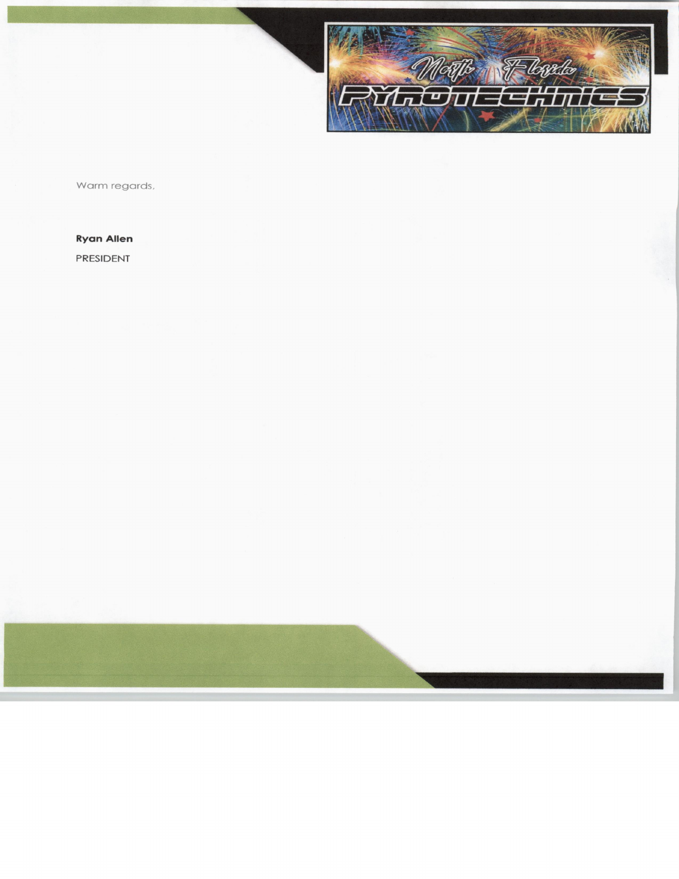Warm regards,

**Ryan Allen**

PRESIDENT